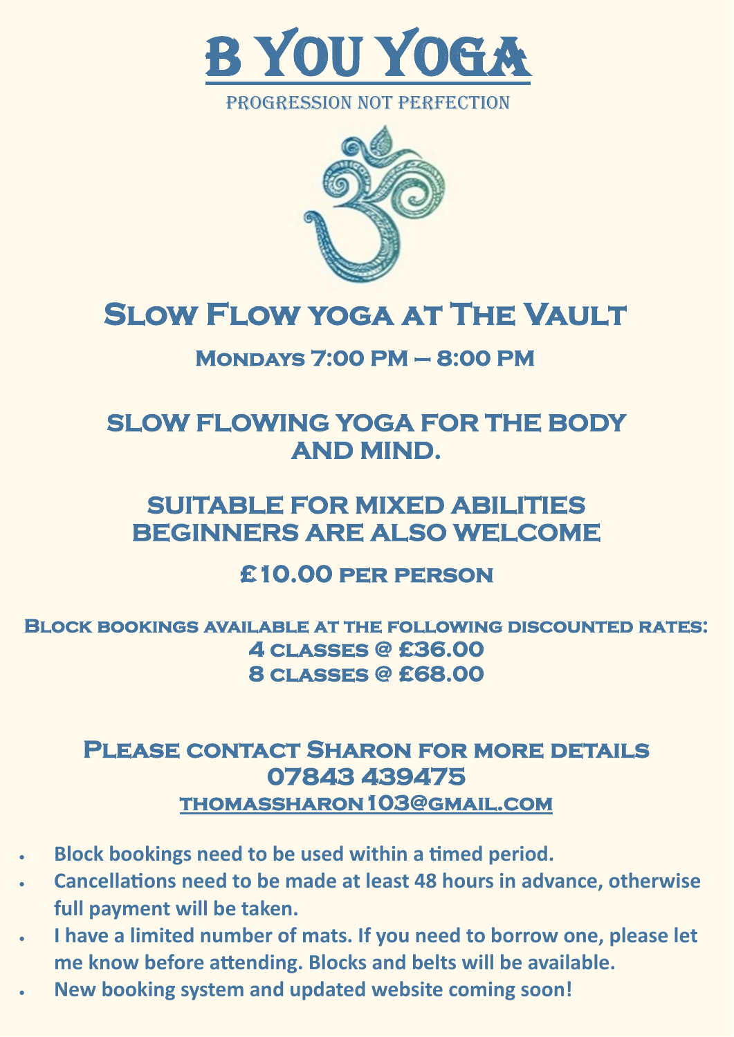# B You Yoga

PROGRESSION NOT PERFECTION

## Slow Flow yoga at The Vault

### Mondays 7:00 PM – 8:00 PM

**SLOW FLOWING YOGA FOR THE BODY AND MIND.**

**SUITABLE FOR MIXED ABILITIES**
**BEGINNERS ARE ALSO WELCOME**

**£10.00 per person**

**Block bookings available at the following discounted rates:**
**4 classes @ £36.00**
**8 classes @ £68.00**

**Please contact Sharon for more details**
**07843 439475**
**thomassharon103@gmail.com**

- **Block bookings need to be used within a timed period.**
- **Cancellations need to be made at least 48 hours in advance, otherwise full payment will be taken.**
- **I have a limited number of mats. If you need to borrow one, please let me know before attending. Blocks and belts will be available.**
- **New booking system and updated website coming soon!**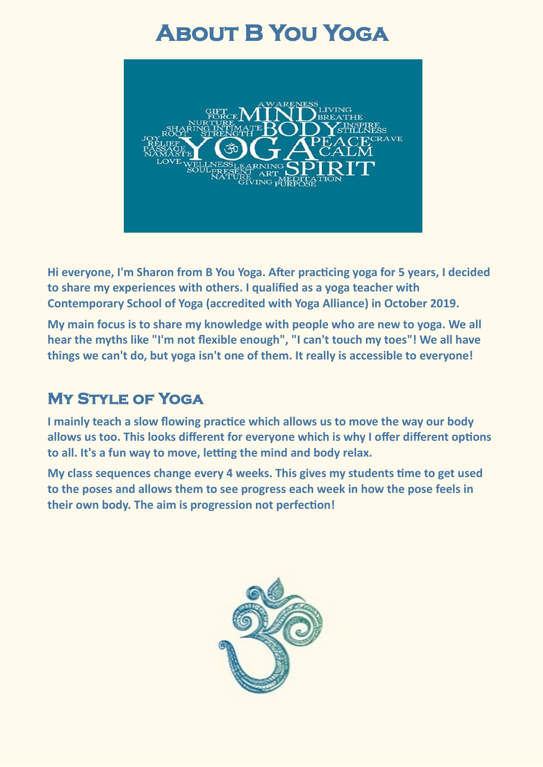# About B You Yoga

Hi everyone, I'm Sharon from B You Yoga. After practicing yoga for 5 years, I decided to share my experiences with others. I qualified as a yoga teacher with Contemporary School of Yoga (accredited with Yoga Alliance) in October 2019.

My main focus is to share my knowledge with people who are new to yoga. We all hear the myths like "I'm not flexible enough", "I can't touch my toes"! We all have things we can't do, but yoga isn't one of them. It really is accessible to everyone!

## My Style of Yoga

I mainly teach a slow flowing practice which allows us to move the way our body allows us too. This looks different for everyone which is why I offer different options to all. It's a fun way to move, letting the mind and body relax.

My class sequences change every 4 weeks. This gives my students time to get used to the poses and allows them to see progress each week in how the pose feels in their own body. The aim is progression not perfection!